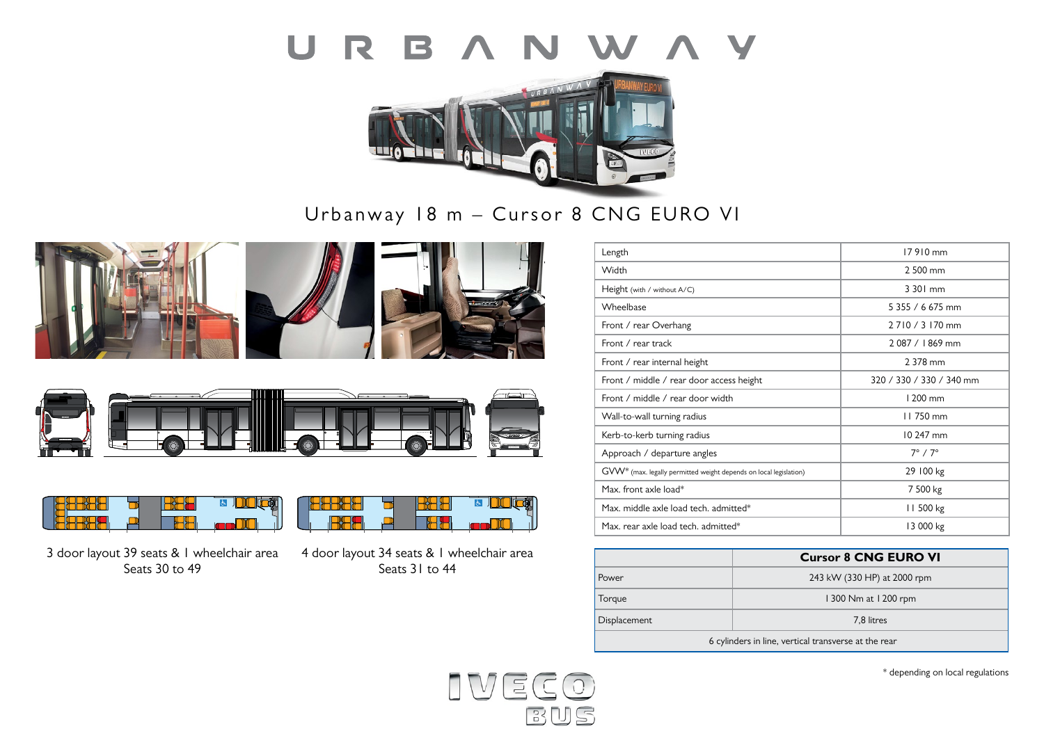# URBANWAY

## Urbanway 18 m – Cursor 8 CNG EURO VI

3 door layout 39 seats & 1 wheelchair area
Seats 30 to 49

4 door layout 34 seats & 1 wheelchair area
Seats 31 to 44

| | |
|---|---|
| Length | 17 910 mm |
| Width | 2 500 mm |
| Height (with / without A/C) | 3 301 mm |
| Wheelbase | 5 355 / 6 675 mm |
| Front / rear Overhang | 2 710 / 3 170 mm |
| Front / rear track | 2 087 / 1 869 mm |
| Front / rear internal height | 2 378 mm |
| Front / middle / rear door access height | 320 / 330 / 330 / 340 mm |
| Front / middle / rear door width | 1 200 mm |
| Wall-to-wall turning radius | 11 750 mm |
| Kerb-to-kerb turning radius | 10 247 mm |
| Approach / departure angles | 7° / 7° |
| GVW* (max. legally permitted weight depends on local legislation) | 29 100 kg |
| Max. front axle load* | 7 500 kg |
| Max. middle axle load tech. admitted* | 11 500 kg |
| Max. rear axle load tech. admitted* | 13 000 kg |

| | **Cursor 8 CNG EURO VI** |
|---|---|
| Power | 243 kW (330 HP) at 2000 rpm |
| Torque | 1 300 Nm at 1 200 rpm |
| Displacement | 7,8 litres |
| 6 cylinders in line, vertical transverse at the rear | |

* depending on local regulations

IVECO BUS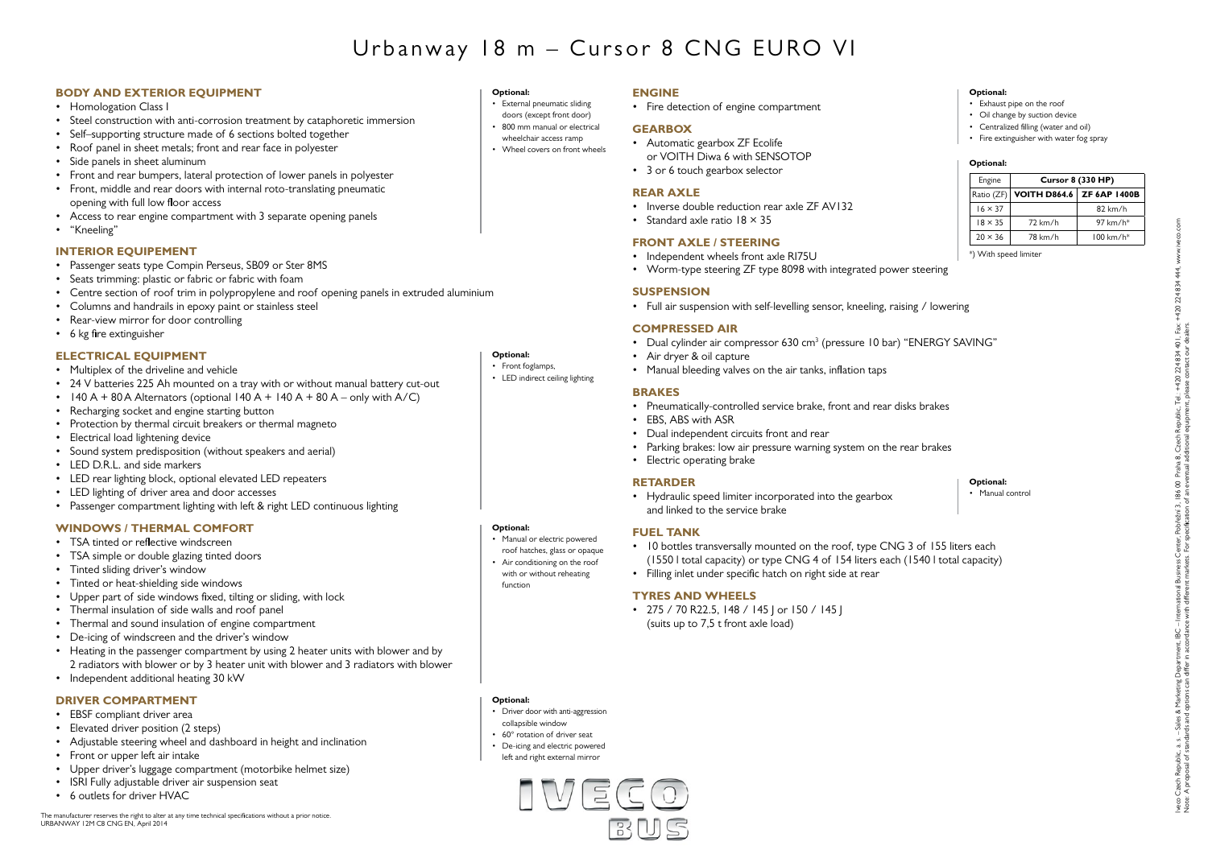# Urbanway 18 m – Cursor 8 CNG EURO VI

## BODY AND EXTERIOR EQUIPMENT

- Homologation Class I
- Steel construction with anti-corrosion treatment by cataphoretic immersion
- Self–supporting structure made of 6 sections bolted together
- Roof panel in sheet metals; front and rear face in polyester
- Side panels in sheet aluminum
- Front and rear bumpers, lateral protection of lower panels in polyester
- Front, middle and rear doors with internal roto-translating pneumatic opening with full low floor access
- Access to rear engine compartment with 3 separate opening panels
- "Kneeling"

**Optional:**
- External pneumatic sliding doors (except front door)
- 800 mm manual or electrical wheelchair access ramp
- Wheel covers on front wheels

## INTERIOR EQUIPEMENT

- Passenger seats type Compin Perseus, SB09 or Ster 8MS
- Seats trimming: plastic or fabric or fabric with foam
- Centre section of roof trim in polypropylene and roof opening panels in extruded aluminium
- Columns and handrails in epoxy paint or stainless steel
- Rear-view mirror for door controlling
- 6 kg fire extinguisher

## ELECTRICAL EQUIPMENT

- Multiplex of the driveline and vehicle
- 24 V batteries 225 Ah mounted on a tray with or without manual battery cut-out
- 140 A + 80 A Alternators (optional 140 A + 140 A + 80 A – only with A/C)
- Recharging socket and engine starting button
- Protection by thermal circuit breakers or thermal magneto
- Electrical load lightening device
- Sound system predisposition (without speakers and aerial)
- LED D.R.L. and side markers
- LED rear lighting block, optional elevated LED repeaters
- LED lighting of driver area and door accesses
- Passenger compartment lighting with left & right LED continuous lighting

**Optional:**
- Front foglamps,
- LED indirect ceiling lighting

## WINDOWS / THERMAL COMFORT

- TSA tinted or reflective windscreen
- TSA simple or double glazing tinted doors
- Tinted sliding driver's window
- Tinted or heat-shielding side windows
- Upper part of side windows fixed, tilting or sliding, with lock
- Thermal insulation of side walls and roof panel
- Thermal and sound insulation of engine compartment
- De-icing of windscreen and the driver's window
- Heating in the passenger compartment by using 2 heater units with blower and by 2 radiators with blower or by 3 heater unit with blower and 3 radiators with blower
- Independent additional heating 30 kW

**Optional:**
- Manual or electric powered roof hatches, glass or opaque
- Air conditioning on the roof with or without reheating function

## DRIVER COMPARTMENT

- EBSF compliant driver area
- Elevated driver position (2 steps)
- Adjustable steering wheel and dashboard in height and inclination
- Front or upper left air intake
- Upper driver's luggage compartment (motorbike helmet size)
- ISRI Fully adjustable driver air suspension seat
- 6 outlets for driver HVAC

**Optional:**
- Driver door with anti-aggression collapsible window
- 60° rotation of driver seat
- De-icing and electric powered left and right external mirror

## ENGINE

- Fire detection of engine compartment

**Optional:**
- Exhaust pipe on the roof
- Oil change by suction device
- Centralized filling (water and oil)
- Fire extinguisher with water fog spray

## GEARBOX

- Automatic gearbox ZF Ecolife or VOITH Diwa 6 with SENSOTOP
- 3 or 6 touch gearbox selector

**Optional:**

| Engine | Cursor 8 (330 HP) | |
|---|---|---|
| Ratio (ZF) | VOITH D864.6 | ZF 6AP 1400B |
| 16 × 37 | | 82 km/h |
| 18 × 35 | 72 km/h | 97 km/h* |
| 20 × 36 | 78 km/h | 100 km/h* |

*) With speed limiter

## REAR AXLE

- Inverse double reduction rear axle ZF AV132
- Standard axle ratio 18 × 35

## FRONT AXLE / STEERING

- Independent wheels front axle RI75U
- Worm-type steering ZF type 8098 with integrated power steering

## SUSPENSION

- Full air suspension with self-levelling sensor, kneeling, raising / lowering

## COMPRESSED AIR

- Dual cylinder air compressor 630 cm$^3$ (pressure 10 bar) "ENERGY SAVING"
- Air dryer & oil capture
- Manual bleeding valves on the air tanks, inflation taps

## BRAKES

- Pneumatically-controlled service brake, front and rear disks brakes
- EBS, ABS with ASR
- Dual independent circuits front and rear
- Parking brakes: low air pressure warning system on the rear brakes
- Electric operating brake

## RETARDER

- Hydraulic speed limiter incorporated into the gearbox and linked to the service brake

**Optional:**
- Manual control

## FUEL TANK

- 10 bottles transversally mounted on the roof, type CNG 3 of 155 liters each (1550 l total capacity) or type CNG 4 of 154 liters each (1540 l total capacity)
- Filling inlet under specific hatch on right side at rear

## TYRES AND WHEELS

- 275 / 70 R22.5, 148 / 145 J or 150 / 145 J (suits up to 7,5 t front axle load)

IVECO BUS

The manufacturer reserves the right to alter at any time technical specifications without a prior notice.
URBANWAY 12M C8 CNG EN, April 2014

Iveco Czech Republic, a. s. – Sales & Marketing Department, IBC – International Business Center, Pobřežní 3, 186 00 Praha 8, Czech Republic, Tel.: +420 224 834 401, Fax: +420 224 834 444, www.iveco.com
Note: A proposal of standards and options can differ in accordance with different markets. For specification of an eventual additional equipment, please contact our dealers.